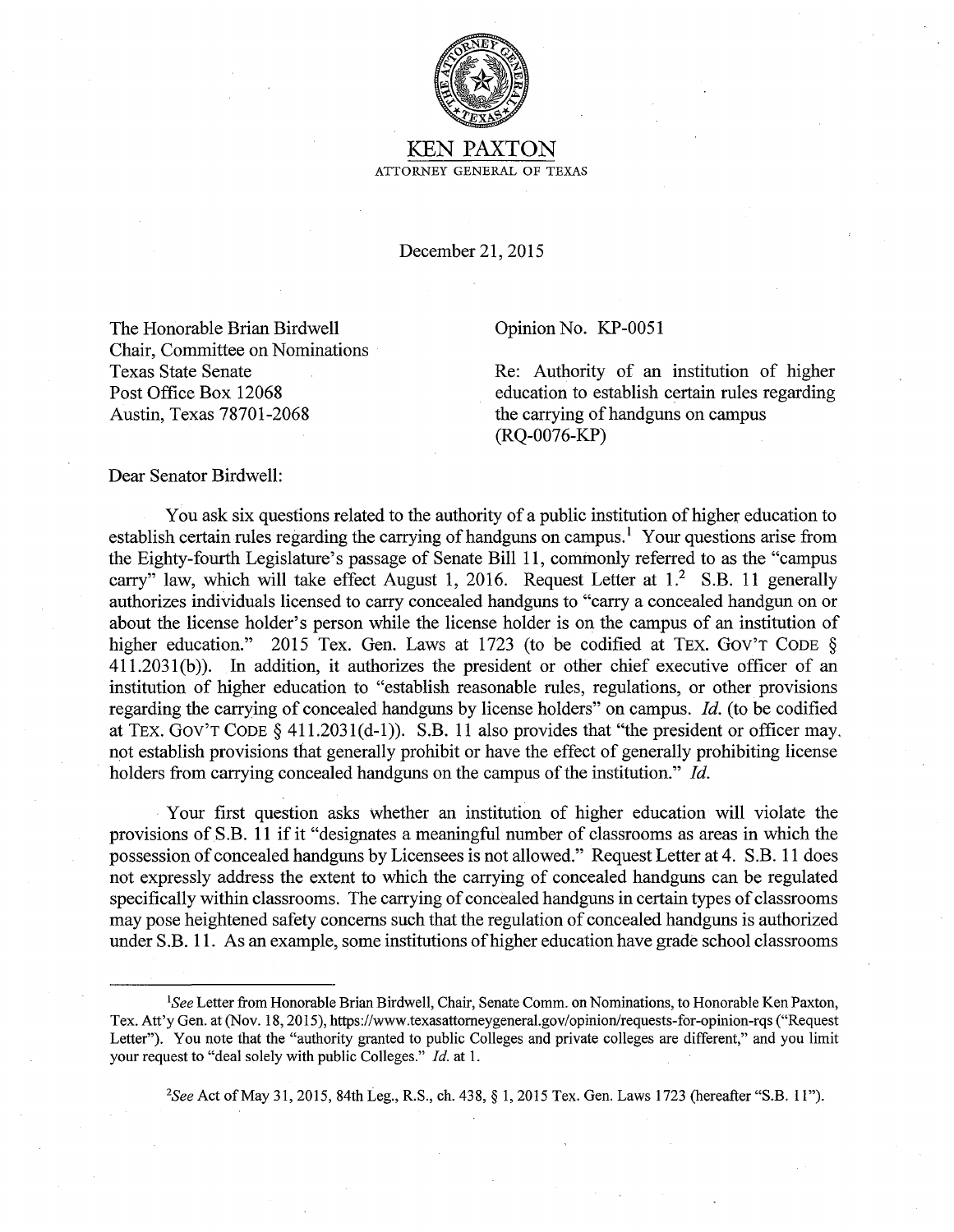# KEN PAXTON

ATTORNEY GENERAL OF TEXAS

December 21, 2015

The Honorable Brian Birdwell
Chair, Committee on Nominations
Texas State Senate
Post Office Box 12068
Austin, Texas 78701-2068

Opinion No. KP-0051

Re: Authority of an institution of higher education to establish certain rules regarding the carrying of handguns on campus (RQ-0076-KP)

Dear Senator Birdwell:

You ask six questions related to the authority of a public institution of higher education to establish certain rules regarding the carrying of handguns on campus.[1] Your questions arise from the Eighty-fourth Legislature's passage of Senate Bill 11, commonly referred to as the "campus carry" law, which will take effect August 1, 2016. Request Letter at 1.[2] S.B. 11 generally authorizes individuals licensed to carry concealed handguns to "carry a concealed handgun on or about the license holder's person while the license holder is on the campus of an institution of higher education." 2015 Tex. Gen. Laws at 1723 (to be codified at TEX. GOV'T CODE § 411.2031(b)). In addition, it authorizes the president or other chief executive officer of an institution of higher education to "establish reasonable rules, regulations, or other provisions regarding the carrying of concealed handguns by license holders" on campus. *Id.* (to be codified at TEX. GOV'T CODE § 411.2031(d-1)). S.B. 11 also provides that "the president or officer may not establish provisions that generally prohibit or have the effect of generally prohibiting license holders from carrying concealed handguns on the campus of the institution." *Id.*

Your first question asks whether an institution of higher education will violate the provisions of S.B. 11 if it "designates a meaningful number of classrooms as areas in which the possession of concealed handguns by Licensees is not allowed." Request Letter at 4. S.B. 11 does not expressly address the extent to which the carrying of concealed handguns can be regulated specifically within classrooms. The carrying of concealed handguns in certain types of classrooms may pose heightened safety concerns such that the regulation of concealed handguns is authorized under S.B. 11. As an example, some institutions of higher education have grade school classrooms

---

[1] *See* Letter from Honorable Brian Birdwell, Chair, Senate Comm. on Nominations, to Honorable Ken Paxton, Tex. Att'y Gen. at (Nov. 18, 2015), https://www.texasattorneygeneral.gov/opinion/requests-for-opinion-rqs ("Request Letter"). You note that the "authority granted to public Colleges and private colleges are different," and you limit your request to "deal solely with public Colleges." *Id.* at 1.

[2] *See* Act of May 31, 2015, 84th Leg., R.S., ch. 438, § 1, 2015 Tex. Gen. Laws 1723 (hereafter "S.B. 11").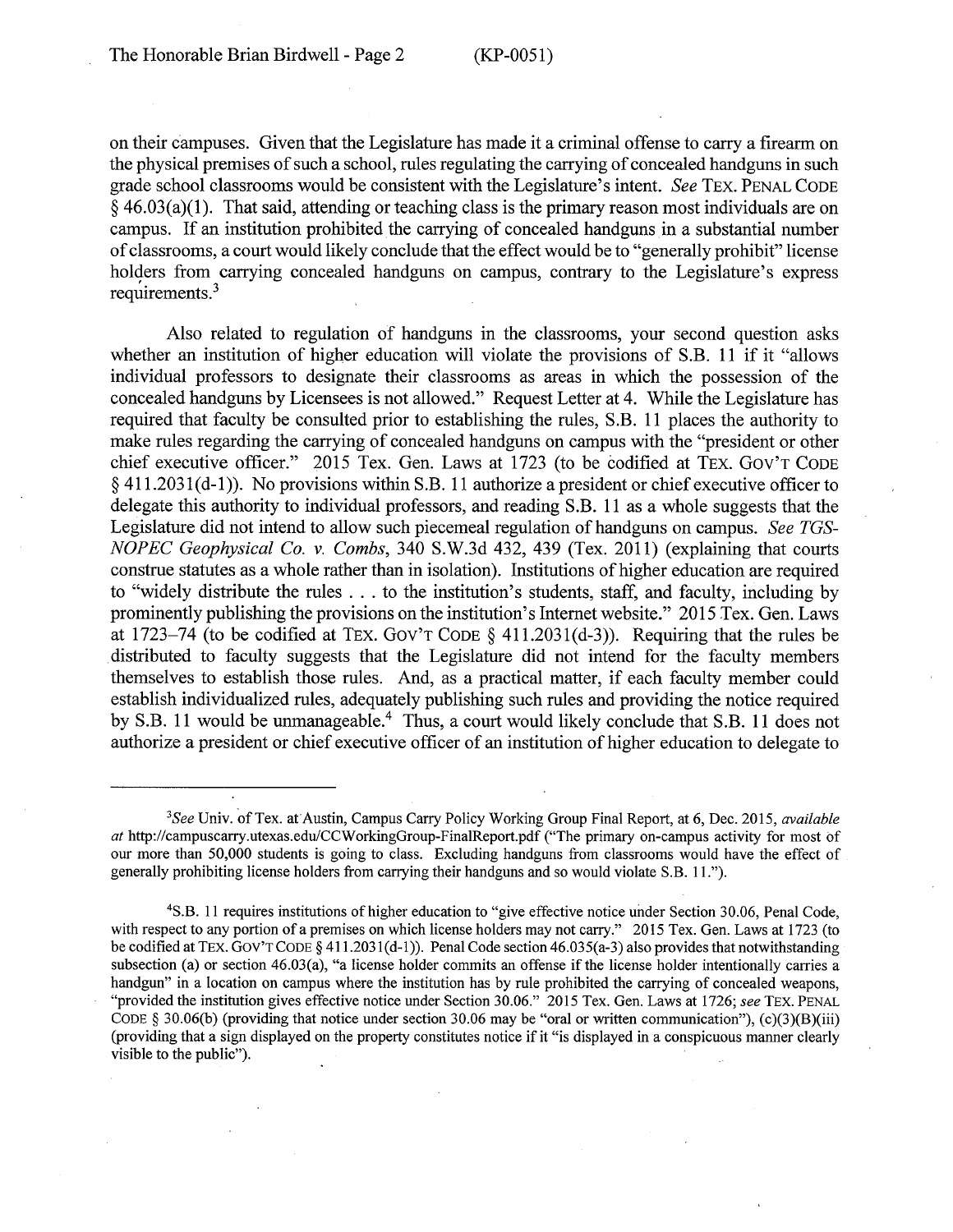on their campuses. Given that the Legislature has made it a criminal offense to carry a firearm on the physical premises of such a school, rules regulating the carrying of concealed handguns in such grade school classrooms would be consistent with the Legislature's intent. *See* TEX. PENAL CODE § 46.03(a)(1). That said, attending or teaching class is the primary reason most individuals are on campus. If an institution prohibited the carrying of concealed handguns in a substantial number of classrooms, a court would likely conclude that the effect would be to "generally prohibit" license holders from carrying concealed handguns on campus, contrary to the Legislature's express requirements.[3]

Also related to regulation of handguns in the classrooms, your second question asks whether an institution of higher education will violate the provisions of S.B. 11 if it "allows individual professors to designate their classrooms as areas in which the possession of the concealed handguns by Licensees is not allowed." Request Letter at 4. While the Legislature has required that faculty be consulted prior to establishing the rules, S.B. 11 places the authority to make rules regarding the carrying of concealed handguns on campus with the "president or other chief executive officer." 2015 Tex. Gen. Laws at 1723 (to be codified at TEX. GOV'T CODE § 411.2031(d-1)). No provisions within S.B. 11 authorize a president or chief executive officer to delegate this authority to individual professors, and reading S.B. 11 as a whole suggests that the Legislature did not intend to allow such piecemeal regulation of handguns on campus. *See TGS-NOPEC Geophysical Co. v. Combs*, 340 S.W.3d 432, 439 (Tex. 2011) (explaining that courts construe statutes as a whole rather than in isolation). Institutions of higher education are required to "widely distribute the rules . . . to the institution's students, staff, and faculty, including by prominently publishing the provisions on the institution's Internet website." 2015 Tex. Gen. Laws at 1723–74 (to be codified at TEX. GOV'T CODE § 411.2031(d-3)). Requiring that the rules be distributed to faculty suggests that the Legislature did not intend for the faculty members themselves to establish those rules. And, as a practical matter, if each faculty member could establish individualized rules, adequately publishing such rules and providing the notice required by S.B. 11 would be unmanageable.[4] Thus, a court would likely conclude that S.B. 11 does not authorize a president or chief executive officer of an institution of higher education to delegate to

---

[3] *See* Univ. of Tex. at Austin, Campus Carry Policy Working Group Final Report, at 6, Dec. 2015, *available at* http://campuscarry.utexas.edu/CCWorkingGroup-FinalReport.pdf ("The primary on-campus activity for most of our more than 50,000 students is going to class. Excluding handguns from classrooms would have the effect of generally prohibiting license holders from carrying their handguns and so would violate S.B. 11.").

[4] S.B. 11 requires institutions of higher education to "give effective notice under Section 30.06, Penal Code, with respect to any portion of a premises on which license holders may not carry." 2015 Tex. Gen. Laws at 1723 (to be codified at TEX. GOV'T CODE § 411.2031(d-1)). Penal Code section 46.035(a-3) also provides that notwithstanding subsection (a) or section 46.03(a), "a license holder commits an offense if the license holder intentionally carries a handgun" in a location on campus where the institution has by rule prohibited the carrying of concealed weapons, "provided the institution gives effective notice under Section 30.06." 2015 Tex. Gen. Laws at 1726; *see* TEX. PENAL CODE § 30.06(b) (providing that notice under section 30.06 may be "oral or written communication"), (c)(3)(B)(iii) (providing that a sign displayed on the property constitutes notice if it "is displayed in a conspicuous manner clearly visible to the public").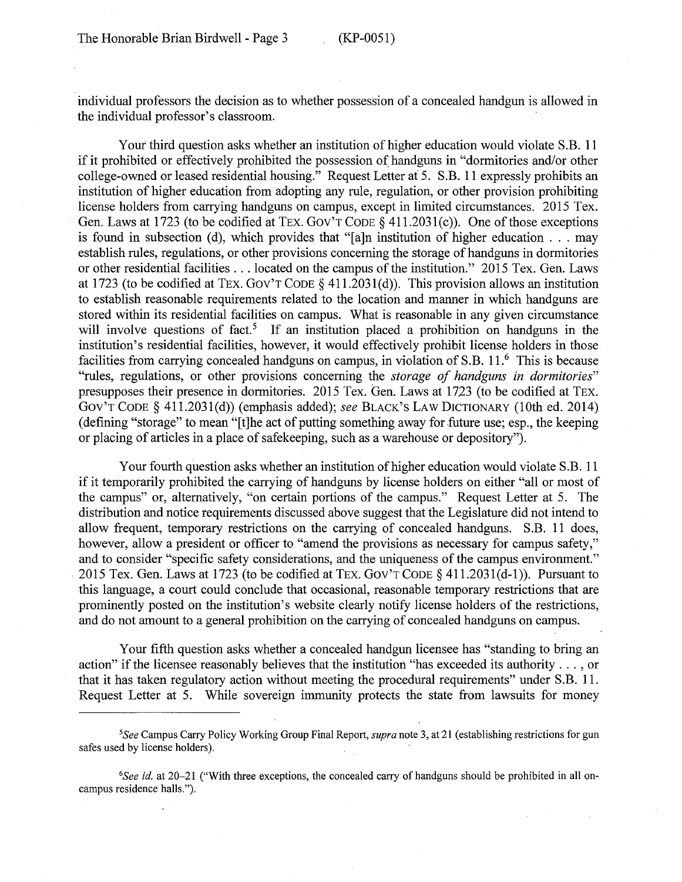individual professors the decision as to whether possession of a concealed handgun is allowed in the individual professor's classroom.

Your third question asks whether an institution of higher education would violate S.B. 11 if it prohibited or effectively prohibited the possession of handguns in "dormitories and/or other college-owned or leased residential housing." Request Letter at 5. S.B. 11 expressly prohibits an institution of higher education from adopting any rule, regulation, or other provision prohibiting license holders from carrying handguns on campus, except in limited circumstances. 2015 Tex. Gen. Laws at 1723 (to be codified at TEX. GOV'T CODE § 411.2031(c)). One of those exceptions is found in subsection (d), which provides that "[a]n institution of higher education . . . may establish rules, regulations, or other provisions concerning the storage of handguns in dormitories or other residential facilities . . . located on the campus of the institution." 2015 Tex. Gen. Laws at 1723 (to be codified at TEX. GOV'T CODE § 411.2031(d)). This provision allows an institution to establish reasonable requirements related to the location and manner in which handguns are stored within its residential facilities on campus. What is reasonable in any given circumstance will involve questions of fact.[5] If an institution placed a prohibition on handguns in the institution's residential facilities, however, it would effectively prohibit license holders in those facilities from carrying concealed handguns on campus, in violation of S.B. 11.[6] This is because "rules, regulations, or other provisions concerning the *storage of handguns in dormitories*" presupposes their presence in dormitories. 2015 Tex. Gen. Laws at 1723 (to be codified at TEX. GOV'T CODE § 411.2031(d)) (emphasis added); *see* BLACK'S LAW DICTIONARY (10th ed. 2014) (defining "storage" to mean "[t]he act of putting something away for future use; esp., the keeping or placing of articles in a place of safekeeping, such as a warehouse or depository").

Your fourth question asks whether an institution of higher education would violate S.B. 11 if it temporarily prohibited the carrying of handguns by license holders on either "all or most of the campus" or, alternatively, "on certain portions of the campus." Request Letter at 5. The distribution and notice requirements discussed above suggest that the Legislature did not intend to allow frequent, temporary restrictions on the carrying of concealed handguns. S.B. 11 does, however, allow a president or officer to "amend the provisions as necessary for campus safety," and to consider "specific safety considerations, and the uniqueness of the campus environment." 2015 Tex. Gen. Laws at 1723 (to be codified at TEX. GOV'T CODE § 411.2031(d-1)). Pursuant to this language, a court could conclude that occasional, reasonable temporary restrictions that are prominently posted on the institution's website clearly notify license holders of the restrictions, and do not amount to a general prohibition on the carrying of concealed handguns on campus.

Your fifth question asks whether a concealed handgun licensee has "standing to bring an action" if the licensee reasonably believes that the institution "has exceeded its authority . . . , or that it has taken regulatory action without meeting the procedural requirements" under S.B. 11. Request Letter at 5. While sovereign immunity protects the state from lawsuits for money

---

[5]*See* Campus Carry Policy Working Group Final Report, *supra* note 3, at 21 (establishing restrictions for gun safes used by license holders).

[6]*See id.* at 20–21 ("With three exceptions, the concealed carry of handguns should be prohibited in all on-campus residence halls.").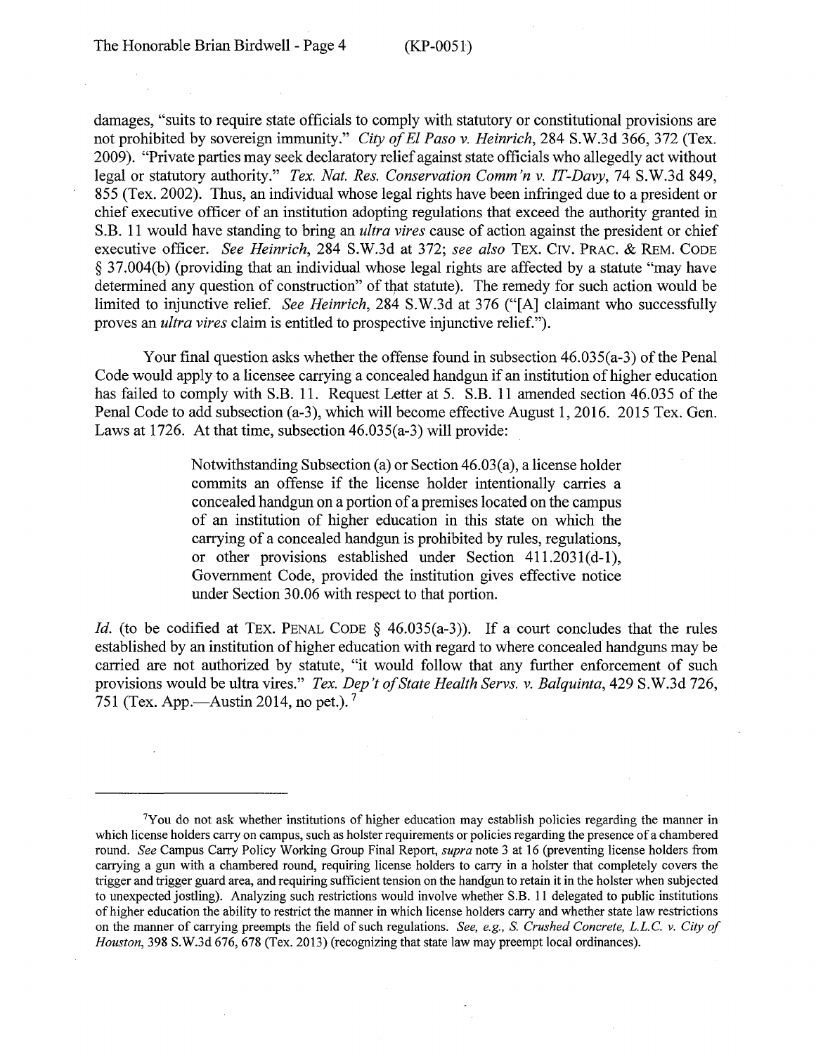damages, "suits to require state officials to comply with statutory or constitutional provisions are not prohibited by sovereign immunity." *City of El Paso v. Heinrich*, 284 S.W.3d 366, 372 (Tex. 2009). "Private parties may seek declaratory relief against state officials who allegedly act without legal or statutory authority." *Tex. Nat. Res. Conservation Comm'n v. IT-Davy*, 74 S.W.3d 849, 855 (Tex. 2002). Thus, an individual whose legal rights have been infringed due to a president or chief executive officer of an institution adopting regulations that exceed the authority granted in S.B. 11 would have standing to bring an *ultra vires* cause of action against the president or chief executive officer. *See Heinrich*, 284 S.W.3d at 372; *see also* TEX. CIV. PRAC. & REM. CODE § 37.004(b) (providing that an individual whose legal rights are affected by a statute "may have determined any question of construction" of that statute). The remedy for such action would be limited to injunctive relief. *See Heinrich*, 284 S.W.3d at 376 ("[A] claimant who successfully proves an *ultra vires* claim is entitled to prospective injunctive relief.").

Your final question asks whether the offense found in subsection 46.035(a-3) of the Penal Code would apply to a licensee carrying a concealed handgun if an institution of higher education has failed to comply with S.B. 11. Request Letter at 5. S.B. 11 amended section 46.035 of the Penal Code to add subsection (a-3), which will become effective August 1, 2016. 2015 Tex. Gen. Laws at 1726. At that time, subsection 46.035(a-3) will provide:

> Notwithstanding Subsection (a) or Section 46.03(a), a license holder commits an offense if the license holder intentionally carries a concealed handgun on a portion of a premises located on the campus of an institution of higher education in this state on which the carrying of a concealed handgun is prohibited by rules, regulations, or other provisions established under Section 411.2031(d-1), Government Code, provided the institution gives effective notice under Section 30.06 with respect to that portion.

*Id.* (to be codified at TEX. PENAL CODE § 46.035(a-3)). If a court concludes that the rules established by an institution of higher education with regard to where concealed handguns may be carried are not authorized by statute, "it would follow that any further enforcement of such provisions would be ultra vires." *Tex. Dep't of State Health Servs. v. Balquinta*, 429 S.W.3d 726, 751 (Tex. App.—Austin 2014, no pet.). [7]

---

[7] You do not ask whether institutions of higher education may establish policies regarding the manner in which license holders carry on campus, such as holster requirements or policies regarding the presence of a chambered round. *See* Campus Carry Policy Working Group Final Report, *supra* note 3 at 16 (preventing license holders from carrying a gun with a chambered round, requiring license holders to carry in a holster that completely covers the trigger and trigger guard area, and requiring sufficient tension on the handgun to retain it in the holster when subjected to unexpected jostling). Analyzing such restrictions would involve whether S.B. 11 delegated to public institutions of higher education the ability to restrict the manner in which license holders carry and whether state law restrictions on the manner of carrying preempts the field of such regulations. *See, e.g., S. Crushed Concrete, L.L.C. v. City of Houston*, 398 S.W.3d 676, 678 (Tex. 2013) (recognizing that state law may preempt local ordinances).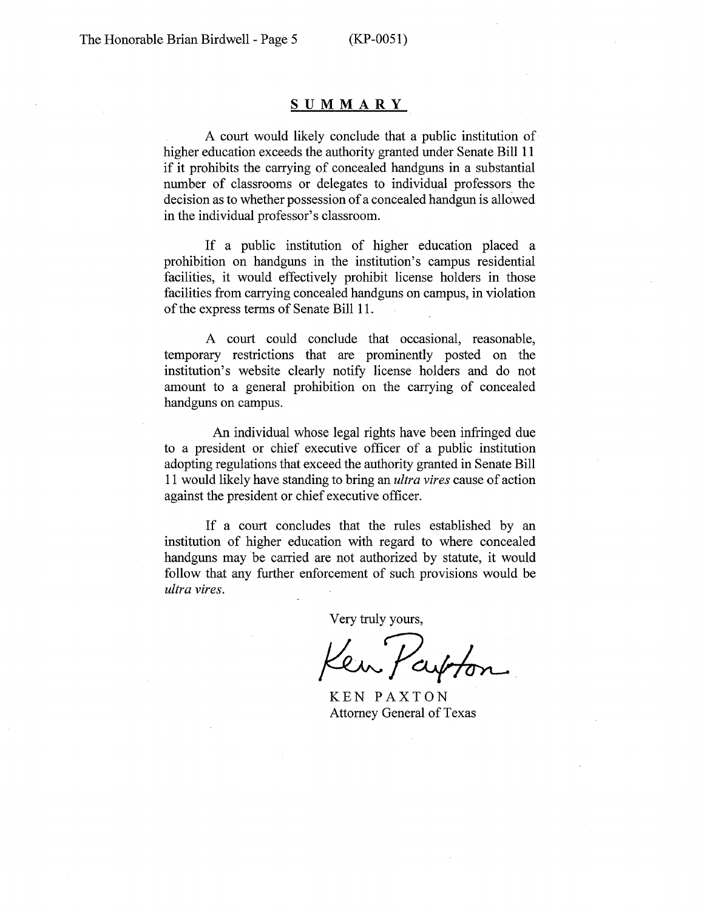## SUMMARY

A court would likely conclude that a public institution of higher education exceeds the authority granted under Senate Bill 11 if it prohibits the carrying of concealed handguns in a substantial number of classrooms or delegates to individual professors the decision as to whether possession of a concealed handgun is allowed in the individual professor's classroom.

If a public institution of higher education placed a prohibition on handguns in the institution's campus residential facilities, it would effectively prohibit license holders in those facilities from carrying concealed handguns on campus, in violation of the express terms of Senate Bill 11.

A court could conclude that occasional, reasonable, temporary restrictions that are prominently posted on the institution's website clearly notify license holders and do not amount to a general prohibition on the carrying of concealed handguns on campus.

An individual whose legal rights have been infringed due to a president or chief executive officer of a public institution adopting regulations that exceed the authority granted in Senate Bill 11 would likely have standing to bring an *ultra vires* cause of action against the president or chief executive officer.

If a court concludes that the rules established by an institution of higher education with regard to where concealed handguns may be carried are not authorized by statute, it would follow that any further enforcement of such provisions would be *ultra vires*.

Very truly yours,

Ken Paxton

KEN PAXTON
Attorney General of Texas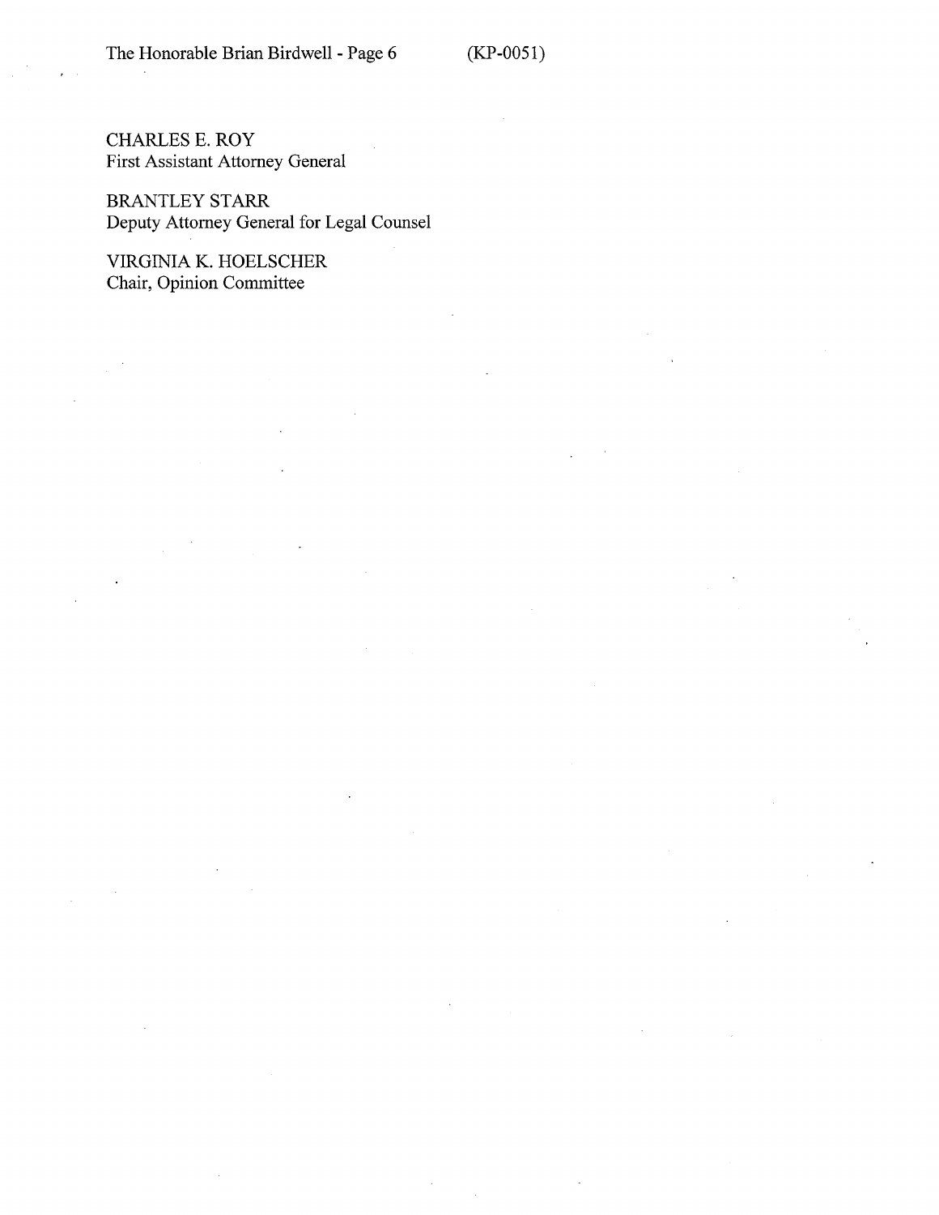CHARLES E. ROY
First Assistant Attorney General

BRANTLEY STARR
Deputy Attorney General for Legal Counsel

VIRGINIA K. HOELSCHER
Chair, Opinion Committee